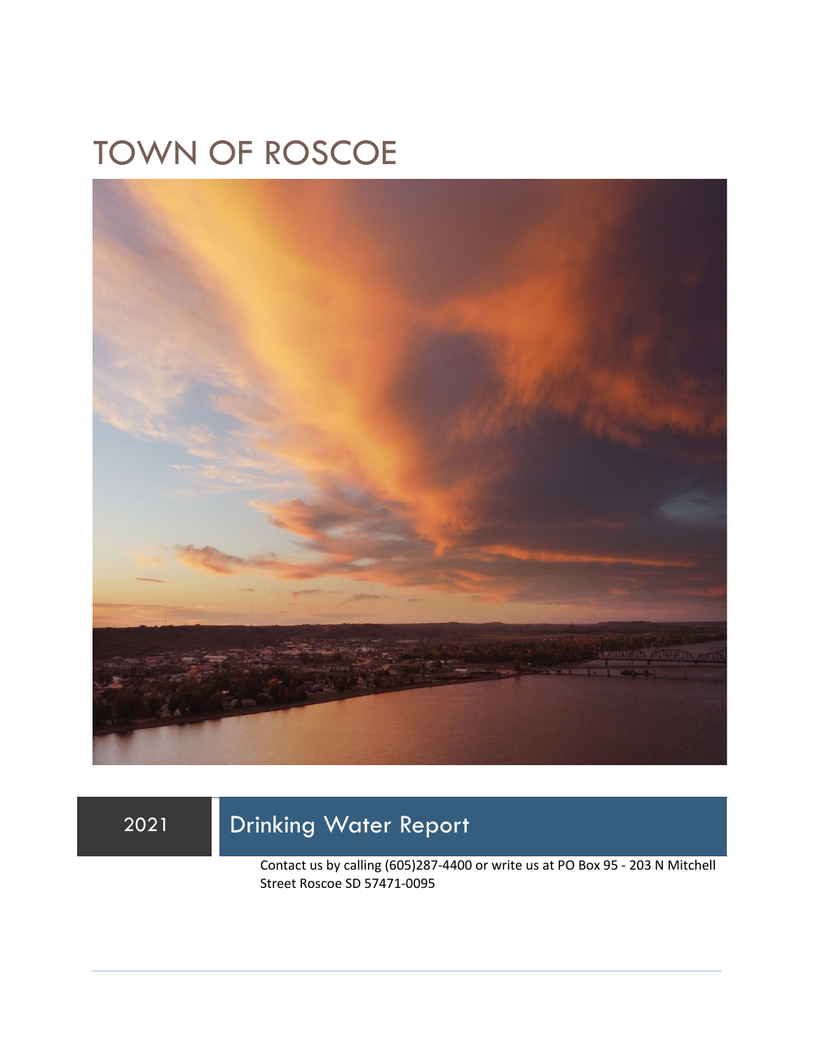# TOWN OF ROSCOE

2021

## Drinking Water Report

Contact us by calling (605)287-4400 or write us at PO Box 95 - 203 N Mitchell Street Roscoe SD 57471-0095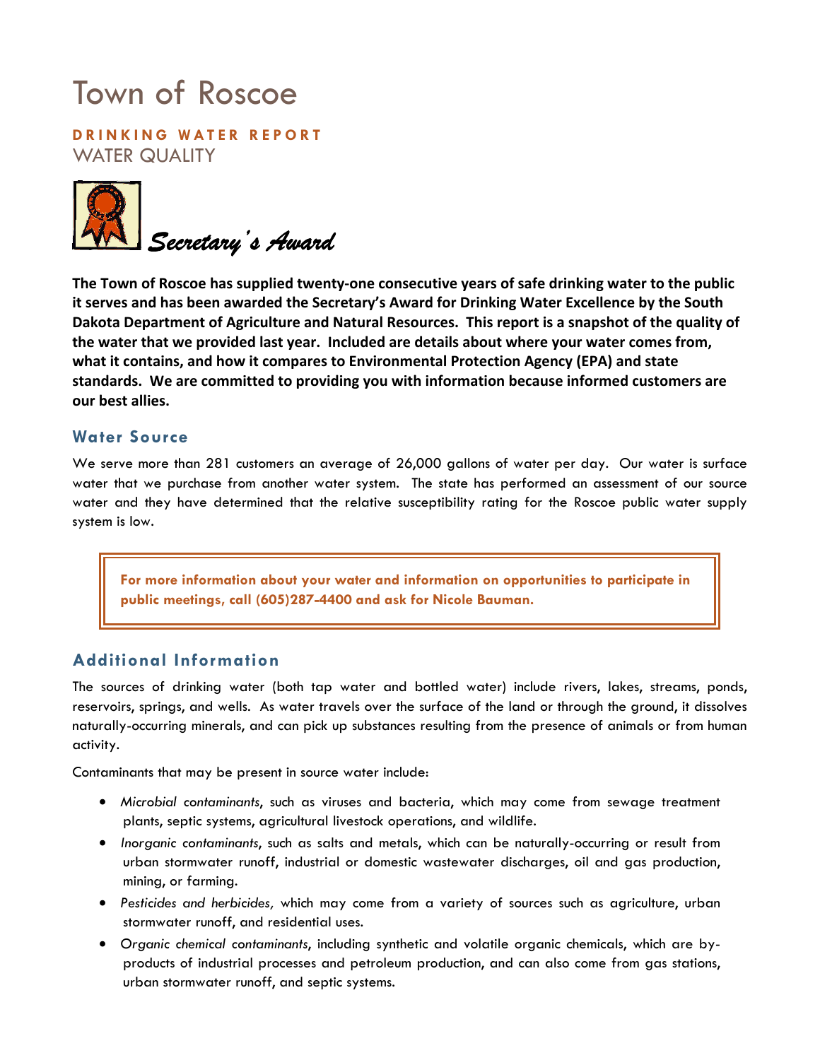// Town of Roscoe

**DRINKING WATER REPORT**

WATER QUALITY

*Secretary's Award*

**The Town of Roscoe has supplied twenty-one consecutive years of safe drinking water to the public it serves and has been awarded the Secretary's Award for Drinking Water Excellence by the South Dakota Department of Agriculture and Natural Resources. This report is a snapshot of the quality of the water that we provided last year. Included are details about where your water comes from, what it contains, and how it compares to Environmental Protection Agency (EPA) and state standards. We are committed to providing you with information because informed customers are our best allies.**

## Water Source

We serve more than 281 customers an average of 26,000 gallons of water per day. Our water is surface water that we purchase from another water system. The state has performed an assessment of our source water and they have determined that the relative susceptibility rating for the Roscoe public water supply system is low.

**For more information about your water and information on opportunities to participate in public meetings, call (605)287-4400 and ask for Nicole Bauman.**

## Additional Information

The sources of drinking water (both tap water and bottled water) include rivers, lakes, streams, ponds, reservoirs, springs, and wells. As water travels over the surface of the land or through the ground, it dissolves naturally-occurring minerals, and can pick up substances resulting from the presence of animals or from human activity.

Contaminants that may be present in source water include:

- *Microbial contaminants*, such as viruses and bacteria, which may come from sewage treatment plants, septic systems, agricultural livestock operations, and wildlife.
- *Inorganic contaminants*, such as salts and metals, which can be naturally-occurring or result from urban stormwater runoff, industrial or domestic wastewater discharges, oil and gas production, mining, or farming.
- *Pesticides and herbicides,* which may come from a variety of sources such as agriculture, urban stormwater runoff, and residential uses.
- *Organic chemical contaminants*, including synthetic and volatile organic chemicals, which are by-products of industrial processes and petroleum production, and can also come from gas stations, urban stormwater runoff, and septic systems.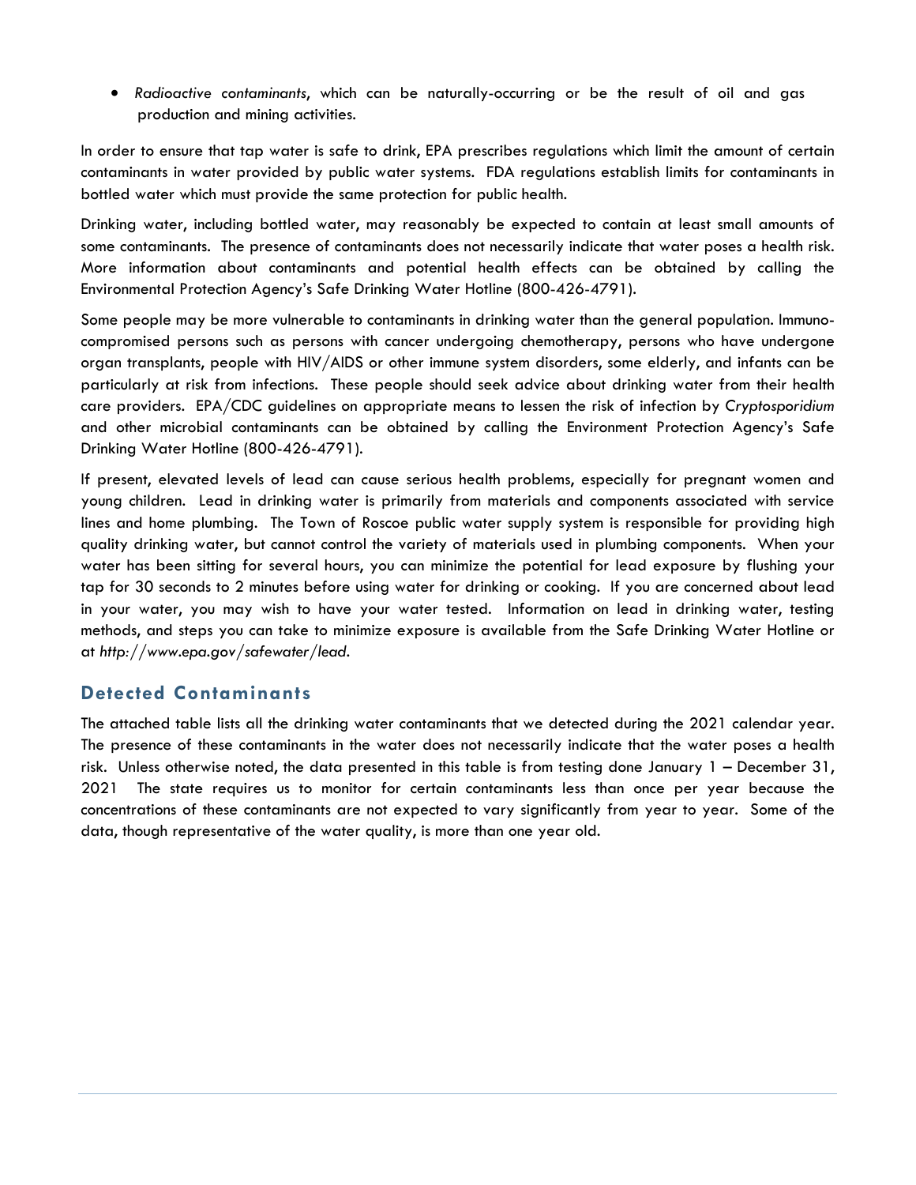- *Radioactive contaminants*, which can be naturally-occurring or be the result of oil and gas production and mining activities.

In order to ensure that tap water is safe to drink, EPA prescribes regulations which limit the amount of certain contaminants in water provided by public water systems. FDA regulations establish limits for contaminants in bottled water which must provide the same protection for public health.

Drinking water, including bottled water, may reasonably be expected to contain at least small amounts of some contaminants. The presence of contaminants does not necessarily indicate that water poses a health risk. More information about contaminants and potential health effects can be obtained by calling the Environmental Protection Agency's Safe Drinking Water Hotline (800-426-4791).

Some people may be more vulnerable to contaminants in drinking water than the general population. Immuno-compromised persons such as persons with cancer undergoing chemotherapy, persons who have undergone organ transplants, people with HIV/AIDS or other immune system disorders, some elderly, and infants can be particularly at risk from infections. These people should seek advice about drinking water from their health care providers. EPA/CDC guidelines on appropriate means to lessen the risk of infection by *Cryptosporidium* and other microbial contaminants can be obtained by calling the Environment Protection Agency's Safe Drinking Water Hotline (800-426-4791).

If present, elevated levels of lead can cause serious health problems, especially for pregnant women and young children. Lead in drinking water is primarily from materials and components associated with service lines and home plumbing. The Town of Roscoe public water supply system is responsible for providing high quality drinking water, but cannot control the variety of materials used in plumbing components. When your water has been sitting for several hours, you can minimize the potential for lead exposure by flushing your tap for 30 seconds to 2 minutes before using water for drinking or cooking. If you are concerned about lead in your water, you may wish to have your water tested. Information on lead in drinking water, testing methods, and steps you can take to minimize exposure is available from the Safe Drinking Water Hotline or at *http://www.epa.gov/safewater/lead*.

## Detected Contaminants

The attached table lists all the drinking water contaminants that we detected during the 2021 calendar year. The presence of these contaminants in the water does not necessarily indicate that the water poses a health risk. Unless otherwise noted, the data presented in this table is from testing done January 1 – December 31, 2021 The state requires us to monitor for certain contaminants less than once per year because the concentrations of these contaminants are not expected to vary significantly from year to year. Some of the data, though representative of the water quality, is more than one year old.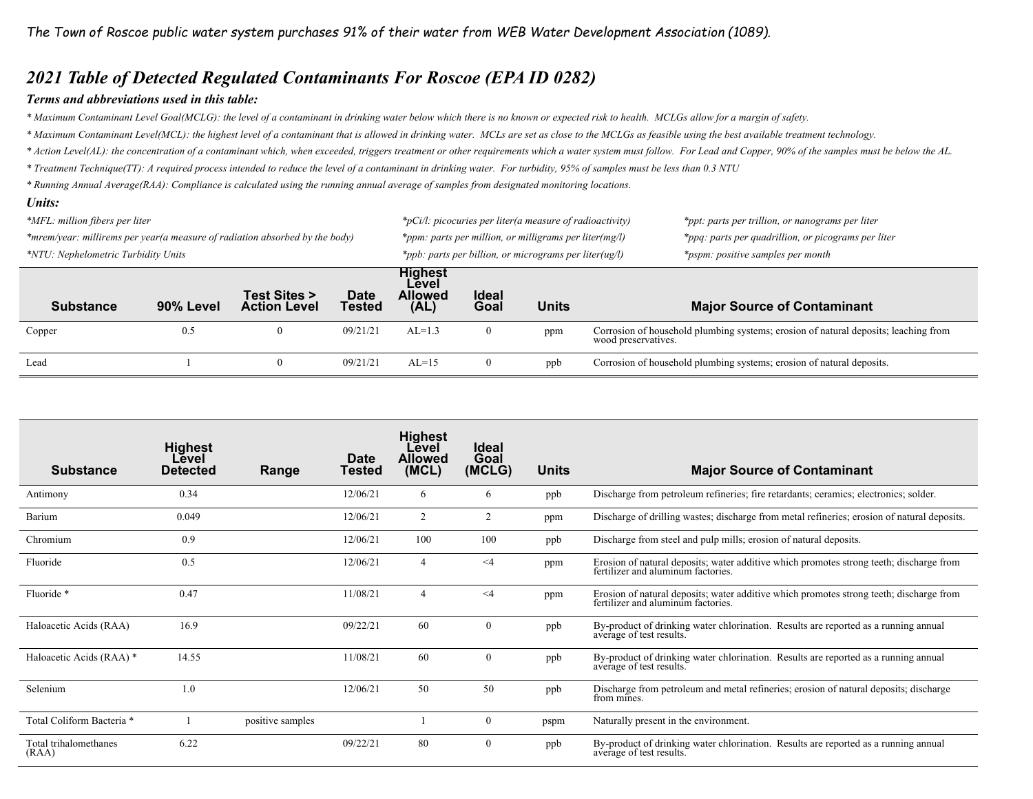*The Town of Roscoe public water system purchases 91% of their water from WEB Water Development Association (1089).*

## *2021 Table of Detected Regulated Contaminants For Roscoe (EPA ID 0282)*

### *Terms and abbreviations used in this table:*

*\* Maximum Contaminant Level Goal(MCLG): the level of a contaminant in drinking water below which there is no known or expected risk to health. MCLGs allow for a margin of safety.*

*\* Maximum Contaminant Level(MCL): the highest level of a contaminant that is allowed in drinking water. MCLs are set as close to the MCLGs as feasible using the best available treatment technology.*

*\* Action Level(AL): the concentration of a contaminant which, when exceeded, triggers treatment or other requirements which a water system must follow. For Lead and Copper, 90% of the samples must be below the AL.*

*\* Treatment Technique(TT): A required process intended to reduce the level of a contaminant in drinking water. For turbidity, 95% of samples must be less than 0.3 NTU*

*\* Running Annual Average(RAA): Compliance is calculated using the running annual average of samples from designated monitoring locations.*

### *Units:*

*\*MFL: million fibers per liter*

*\*mrem/year: millirems per year(a measure of radiation absorbed by the body)*

*\*NTU: Nephelometric Turbidity Units*

*\*pCi/l: picocuries per liter(a measure of radioactivity)*

*\*ppm: parts per million, or milligrams per liter(mg/l)*

*\*ppb: parts per billion, or micrograms per liter(ug/l)*

*\*ppt: parts per trillion, or nanograms per liter*

*\*ppq: parts per quadrillion, or picograms per liter*

*\*pspm: positive samples per month*

| Substance | 90% Level | Test Sites > Action Level | Date Tested | Highest Level Allowed (AL) | Ideal Goal | Units | Major Source of Contaminant |
|---|---|---|---|---|---|---|---|
| Copper | 0.5 | 0 | 09/21/21 | AL=1.3 | 0 | ppm | Corrosion of household plumbing systems; erosion of natural deposits; leaching from wood preservatives. |
| Lead | 1 | 0 | 09/21/21 | AL=15 | 0 | ppb | Corrosion of household plumbing systems; erosion of natural deposits. |

| Substance | Highest Level Detected | Range | Date Tested | Highest Level Allowed (MCL) | Ideal Goal (MCLG) | Units | Major Source of Contaminant |
|---|---|---|---|---|---|---|---|
| Antimony | 0.34 | | 12/06/21 | 6 | 6 | ppb | Discharge from petroleum refineries; fire retardants; ceramics; electronics; solder. |
| Barium | 0.049 | | 12/06/21 | 2 | 2 | ppm | Discharge of drilling wastes; discharge from metal refineries; erosion of natural deposits. |
| Chromium | 0.9 | | 12/06/21 | 100 | 100 | ppb | Discharge from steel and pulp mills; erosion of natural deposits. |
| Fluoride | 0.5 | | 12/06/21 | 4 | <4 | ppm | Erosion of natural deposits; water additive which promotes strong teeth; discharge from fertilizer and aluminum factories. |
| Fluoride * | 0.47 | | 11/08/21 | 4 | <4 | ppm | Erosion of natural deposits; water additive which promotes strong teeth; discharge from fertilizer and aluminum factories. |
| Haloacetic Acids (RAA) | 16.9 | | 09/22/21 | 60 | 0 | ppb | By-product of drinking water chlorination. Results are reported as a running annual average of test results. |
| Haloacetic Acids (RAA) * | 14.55 | | 11/08/21 | 60 | 0 | ppb | By-product of drinking water chlorination. Results are reported as a running annual average of test results. |
| Selenium | 1.0 | | 12/06/21 | 50 | 50 | ppb | Discharge from petroleum and metal refineries; erosion of natural deposits; discharge from mines. |
| Total Coliform Bacteria * | 1 | positive samples | | 1 | 0 | pspm | Naturally present in the environment. |
| Total trihalomethanes (RAA) | 6.22 | | 09/22/21 | 80 | 0 | ppb | By-product of drinking water chlorination. Results are reported as a running annual average of test results. |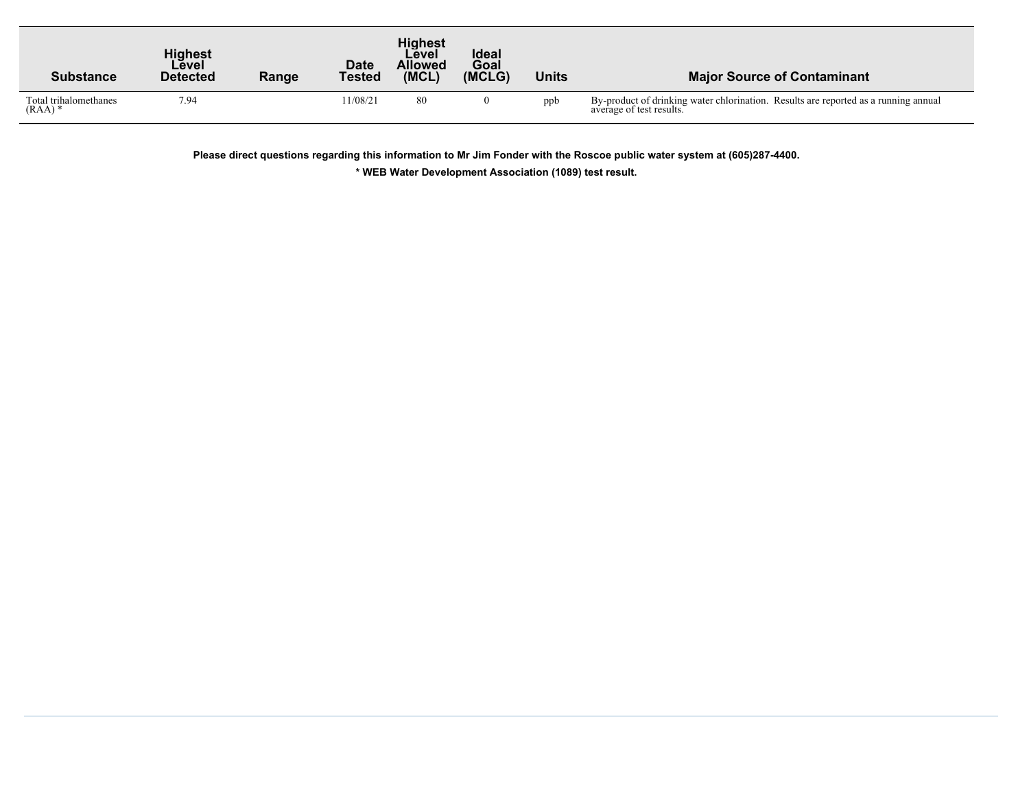| Substance | Highest Level Detected | Range | Date Tested | Highest Level Allowed (MCL) | Ideal Goal (MCLG) | Units | Major Source of Contaminant |
|---|---|---|---|---|---|---|---|
| Total trihalomethanes (RAA) * | 7.94 | | 11/08/21 | 80 | 0 | ppb | By-product of drinking water chlorination. Results are reported as a running annual average of test results. |

**Please direct questions regarding this information to Mr Jim Fonder with the Roscoe public water system at (605)287-4400.**

**\* WEB Water Development Association (1089) test result.**